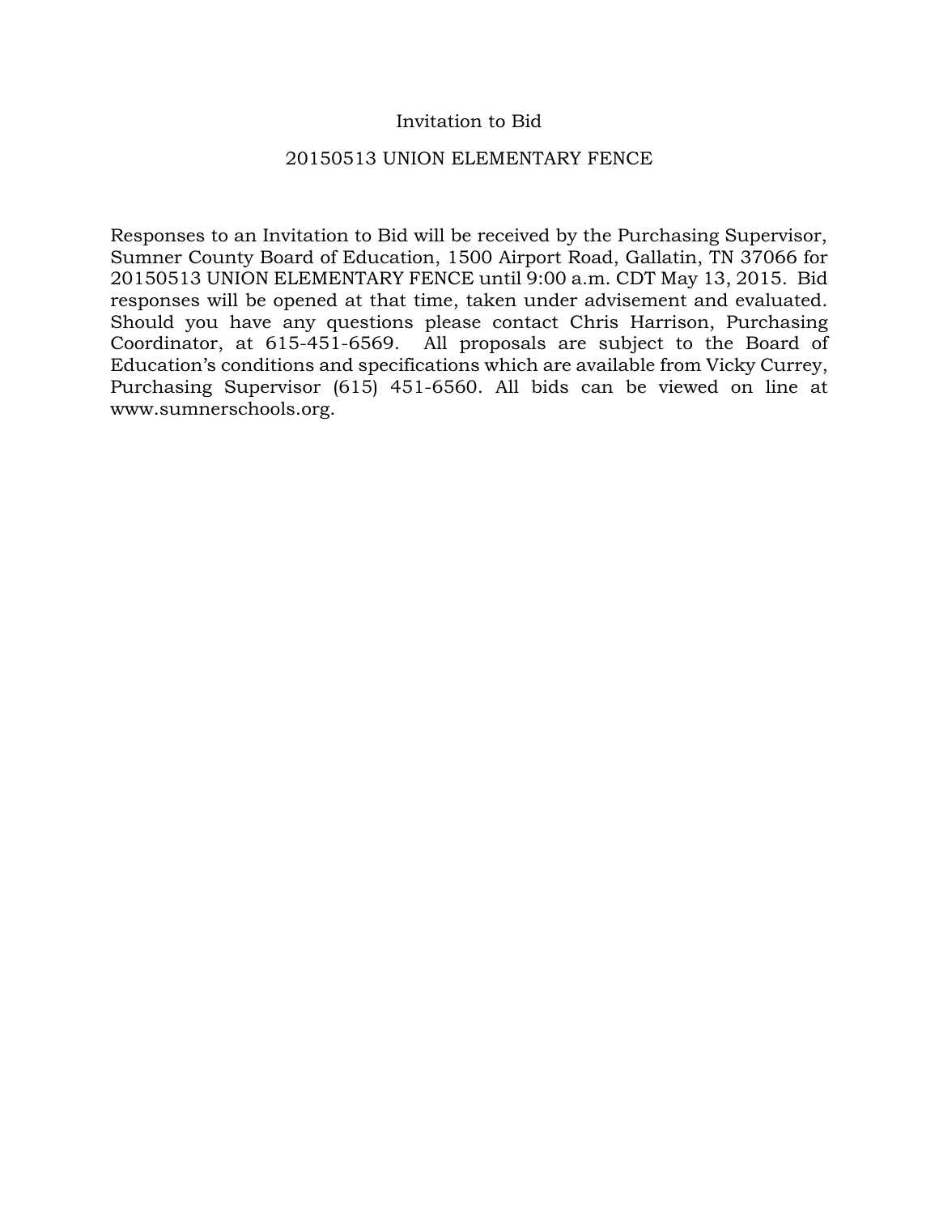# Invitation to Bid

## 20150513 UNION ELEMENTARY FENCE

Responses to an Invitation to Bid will be received by the Purchasing Supervisor, Sumner County Board of Education, 1500 Airport Road, Gallatin, TN 37066 for 20150513 UNION ELEMENTARY FENCE until 9:00 a.m. CDT May 13, 2015. Bid responses will be opened at that time, taken under advisement and evaluated. Should you have any questions please contact Chris Harrison, Purchasing Coordinator, at 615-451-6569. All proposals are subject to the Board of Education's conditions and specifications which are available from Vicky Currey, Purchasing Supervisor (615) 451-6560. All bids can be viewed on line at www.sumnerschools.org.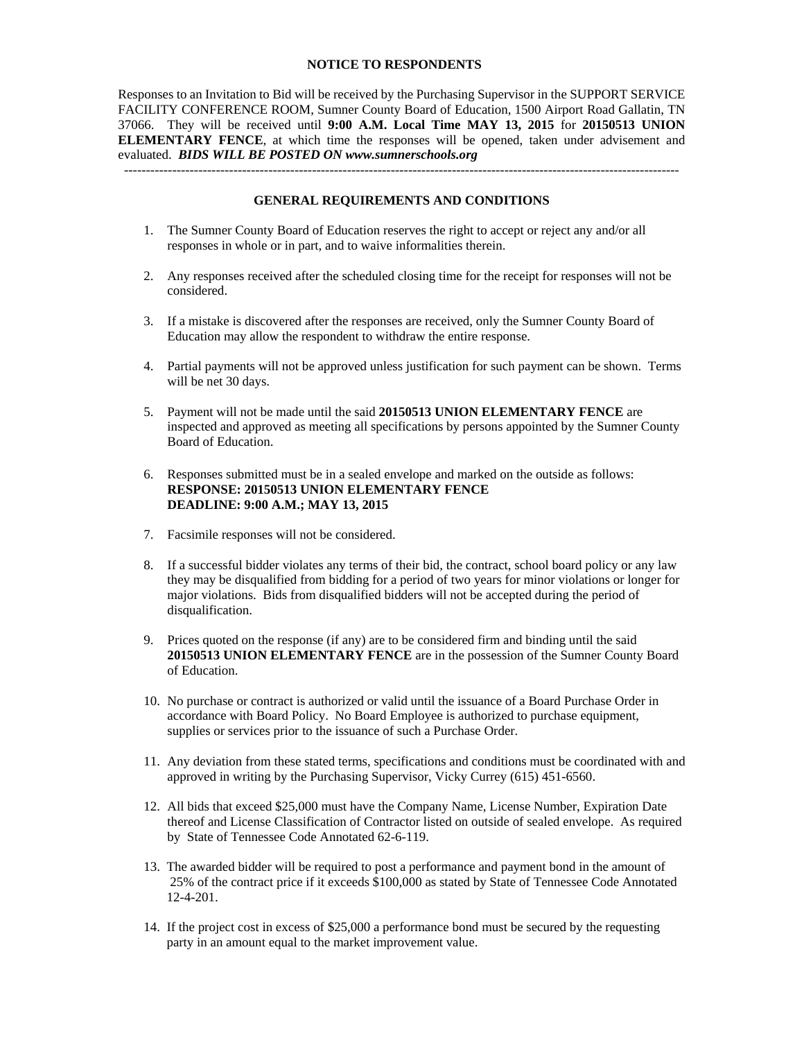## NOTICE TO RESPONDENTS

Responses to an Invitation to Bid will be received by the Purchasing Supervisor in the SUPPORT SERVICE FACILITY CONFERENCE ROOM, Sumner County Board of Education, 1500 Airport Road Gallatin, TN 37066. They will be received until **9:00 A.M. Local Time MAY 13, 2015** for **20150513 UNION ELEMENTARY FENCE**, at which time the responses will be opened, taken under advisement and evaluated. ***BIDS WILL BE POSTED ON www.sumnerschools.org***

---

## GENERAL REQUIREMENTS AND CONDITIONS

1. The Sumner County Board of Education reserves the right to accept or reject any and/or all responses in whole or in part, and to waive informalities therein.

2. Any responses received after the scheduled closing time for the receipt for responses will not be considered.

3. If a mistake is discovered after the responses are received, only the Sumner County Board of Education may allow the respondent to withdraw the entire response.

4. Partial payments will not be approved unless justification for such payment can be shown. Terms will be net 30 days.

5. Payment will not be made until the said **20150513 UNION ELEMENTARY FENCE** are inspected and approved as meeting all specifications by persons appointed by the Sumner County Board of Education.

6. Responses submitted must be in a sealed envelope and marked on the outside as follows:
   **RESPONSE: 20150513 UNION ELEMENTARY FENCE**
   **DEADLINE: 9:00 A.M.; MAY 13, 2015**

7. Facsimile responses will not be considered.

8. If a successful bidder violates any terms of their bid, the contract, school board policy or any law they may be disqualified from bidding for a period of two years for minor violations or longer for major violations. Bids from disqualified bidders will not be accepted during the period of disqualification.

9. Prices quoted on the response (if any) are to be considered firm and binding until the said **20150513 UNION ELEMENTARY FENCE** are in the possession of the Sumner County Board of Education.

10. No purchase or contract is authorized or valid until the issuance of a Board Purchase Order in accordance with Board Policy. No Board Employee is authorized to purchase equipment, supplies or services prior to the issuance of such a Purchase Order.

11. Any deviation from these stated terms, specifications and conditions must be coordinated with and approved in writing by the Purchasing Supervisor, Vicky Currey (615) 451-6560.

12. All bids that exceed $25,000 must have the Company Name, License Number, Expiration Date thereof and License Classification of Contractor listed on outside of sealed envelope. As required by State of Tennessee Code Annotated 62-6-119.

13. The awarded bidder will be required to post a performance and payment bond in the amount of 25% of the contract price if it exceeds $100,000 as stated by State of Tennessee Code Annotated 12-4-201.

14. If the project cost in excess of $25,000 a performance bond must be secured by the requesting party in an amount equal to the market improvement value.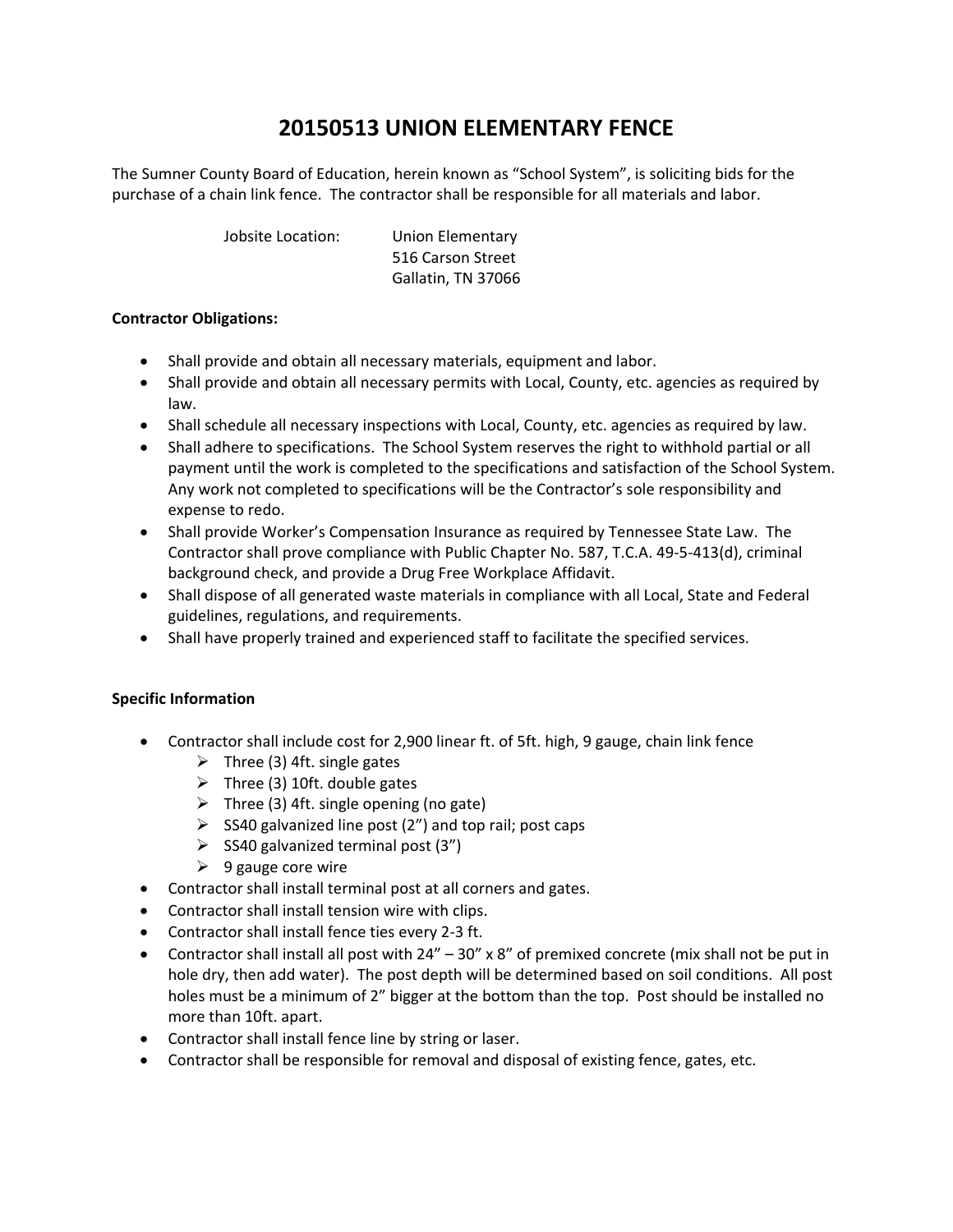# 20150513 UNION ELEMENTARY FENCE

The Sumner County Board of Education, herein known as "School System", is soliciting bids for the purchase of a chain link fence. The contractor shall be responsible for all materials and labor.

Jobsite Location: Union Elementary
516 Carson Street
Gallatin, TN 37066

**Contractor Obligations:**

- Shall provide and obtain all necessary materials, equipment and labor.
- Shall provide and obtain all necessary permits with Local, County, etc. agencies as required by law.
- Shall schedule all necessary inspections with Local, County, etc. agencies as required by law.
- Shall adhere to specifications. The School System reserves the right to withhold partial or all payment until the work is completed to the specifications and satisfaction of the School System. Any work not completed to specifications will be the Contractor's sole responsibility and expense to redo.
- Shall provide Worker's Compensation Insurance as required by Tennessee State Law. The Contractor shall prove compliance with Public Chapter No. 587, T.C.A. 49-5-413(d), criminal background check, and provide a Drug Free Workplace Affidavit.
- Shall dispose of all generated waste materials in compliance with all Local, State and Federal guidelines, regulations, and requirements.
- Shall have properly trained and experienced staff to facilitate the specified services.

**Specific Information**

- Contractor shall include cost for 2,900 linear ft. of 5ft. high, 9 gauge, chain link fence
  - Three (3) 4ft. single gates
  - Three (3) 10ft. double gates
  - Three (3) 4ft. single opening (no gate)
  - SS40 galvanized line post (2") and top rail; post caps
  - SS40 galvanized terminal post (3")
  - 9 gauge core wire
- Contractor shall install terminal post at all corners and gates.
- Contractor shall install tension wire with clips.
- Contractor shall install fence ties every 2-3 ft.
- Contractor shall install all post with 24" – 30" x 8" of premixed concrete (mix shall not be put in hole dry, then add water). The post depth will be determined based on soil conditions. All post holes must be a minimum of 2" bigger at the bottom than the top. Post should be installed no more than 10ft. apart.
- Contractor shall install fence line by string or laser.
- Contractor shall be responsible for removal and disposal of existing fence, gates, etc.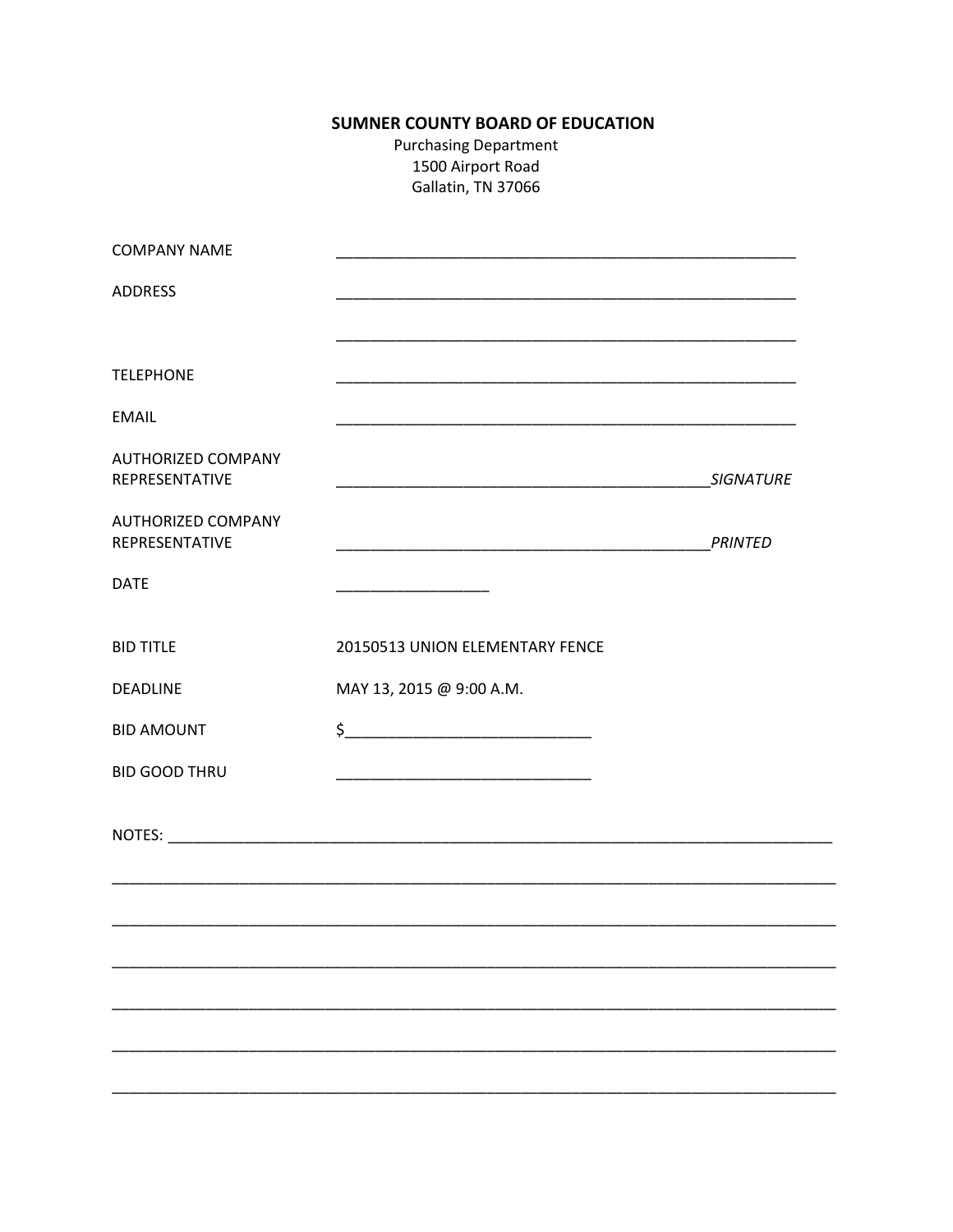**SUMNER COUNTY BOARD OF EDUCATION**

Purchasing Department
1500 Airport Road
Gallatin, TN 37066

COMPANY NAME ________________________________________________________

ADDRESS ________________________________________________________

________________________________________________________

TELEPHONE ________________________________________________________

EMAIL ________________________________________________________

AUTHORIZED COMPANY REPRESENTATIVE ______________________________________________*SIGNATURE*

AUTHORIZED COMPANY REPRESENTATIVE ______________________________________________*PRINTED*

DATE __________________

BID TITLE 20150513 UNION ELEMENTARY FENCE

DEADLINE MAY 13, 2015 @ 9:00 A.M.

BID AMOUNT $_____________________________

BID GOOD THRU ______________________________

NOTES: ________________________________________________________________________________

__________________________________________________________________________________________

__________________________________________________________________________________________

__________________________________________________________________________________________

__________________________________________________________________________________________

__________________________________________________________________________________________

__________________________________________________________________________________________